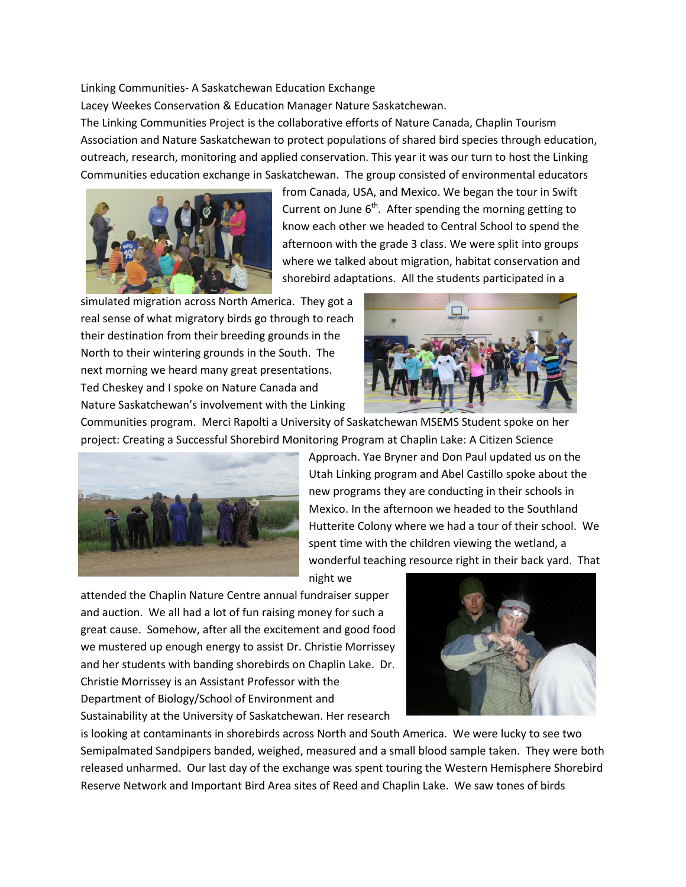Linking Communities- A Saskatchewan Education Exchange

Lacey Weekes Conservation & Education Manager Nature Saskatchewan.

The Linking Communities Project is the collaborative efforts of Nature Canada, Chaplin Tourism Association and Nature Saskatchewan to protect populations of shared bird species through education, outreach, research, monitoring and applied conservation. This year it was our turn to host the Linking Communities education exchange in Saskatchewan. The group consisted of environmental educators from Canada, USA, and Mexico. We began the tour in Swift Current on June 6th. After spending the morning getting to know each other we headed to Central School to spend the afternoon with the grade 3 class. We were split into groups where we talked about migration, habitat conservation and shorebird adaptations. All the students participated in a simulated migration across North America. They got a real sense of what migratory birds go through to reach their destination from their breeding grounds in the North to their wintering grounds in the South. The next morning we heard many great presentations. Ted Cheskey and I spoke on Nature Canada and Nature Saskatchewan's involvement with the Linking Communities program. Merci Rapolti a University of Saskatchewan MSEMS Student spoke on her project: Creating a Successful Shorebird Monitoring Program at Chaplin Lake: A Citizen Science Approach. Yae Bryner and Don Paul updated us on the Utah Linking program and Abel Castillo spoke about the new programs they are conducting in their schools in Mexico. In the afternoon we headed to the Southland Hutterite Colony where we had a tour of their school. We spent time with the children viewing the wetland, a wonderful teaching resource right in their back yard. That night we attended the Chaplin Nature Centre annual fundraiser supper and auction. We all had a lot of fun raising money for such a great cause. Somehow, after all the excitement and good food we mustered up enough energy to assist Dr. Christie Morrissey and her students with banding shorebirds on Chaplin Lake. Dr. Christie Morrissey is an Assistant Professor with the Department of Biology/School of Environment and Sustainability at the University of Saskatchewan. Her research is looking at contaminants in shorebirds across North and South America. We were lucky to see two Semipalmated Sandpipers banded, weighed, measured and a small blood sample taken. They were both released unharmed. Our last day of the exchange was spent touring the Western Hemisphere Shorebird Reserve Network and Important Bird Area sites of Reed and Chaplin Lake. We saw tones of birds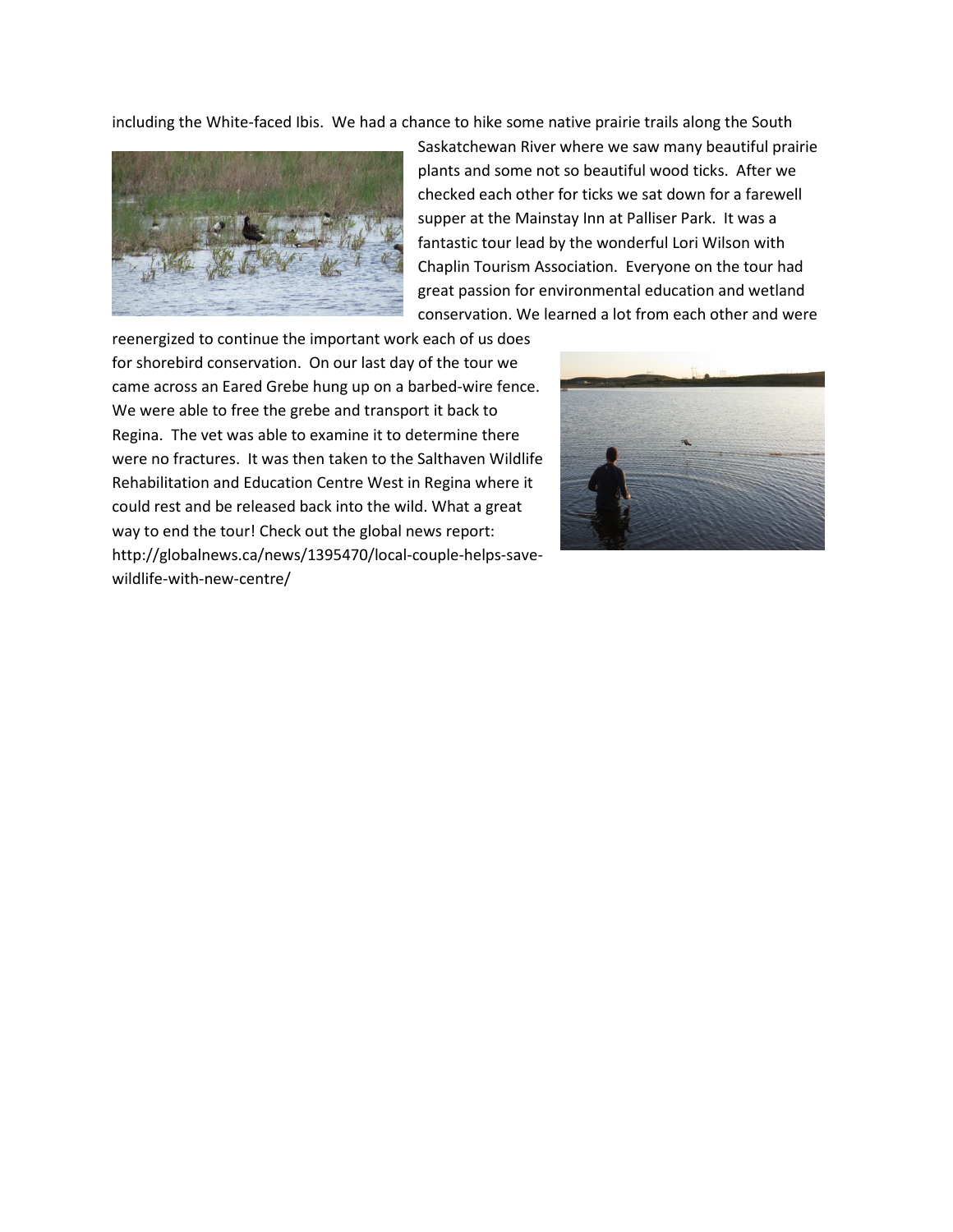including the White-faced Ibis. We had a chance to hike some native prairie trails along the South Saskatchewan River where we saw many beautiful prairie plants and some not so beautiful wood ticks. After we checked each other for ticks we sat down for a farewell supper at the Mainstay Inn at Palliser Park. It was a fantastic tour lead by the wonderful Lori Wilson with Chaplin Tourism Association. Everyone on the tour had great passion for environmental education and wetland conservation. We learned a lot from each other and were reenergized to continue the important work each of us does for shorebird conservation. On our last day of the tour we came across an Eared Grebe hung up on a barbed-wire fence. We were able to free the grebe and transport it back to Regina. The vet was able to examine it to determine there were no fractures. It was then taken to the Salthaven Wildlife Rehabilitation and Education Centre West in Regina where it could rest and be released back into the wild. What a great way to end the tour! Check out the global news report: http://globalnews.ca/news/1395470/local-couple-helps-save-wildlife-with-new-centre/